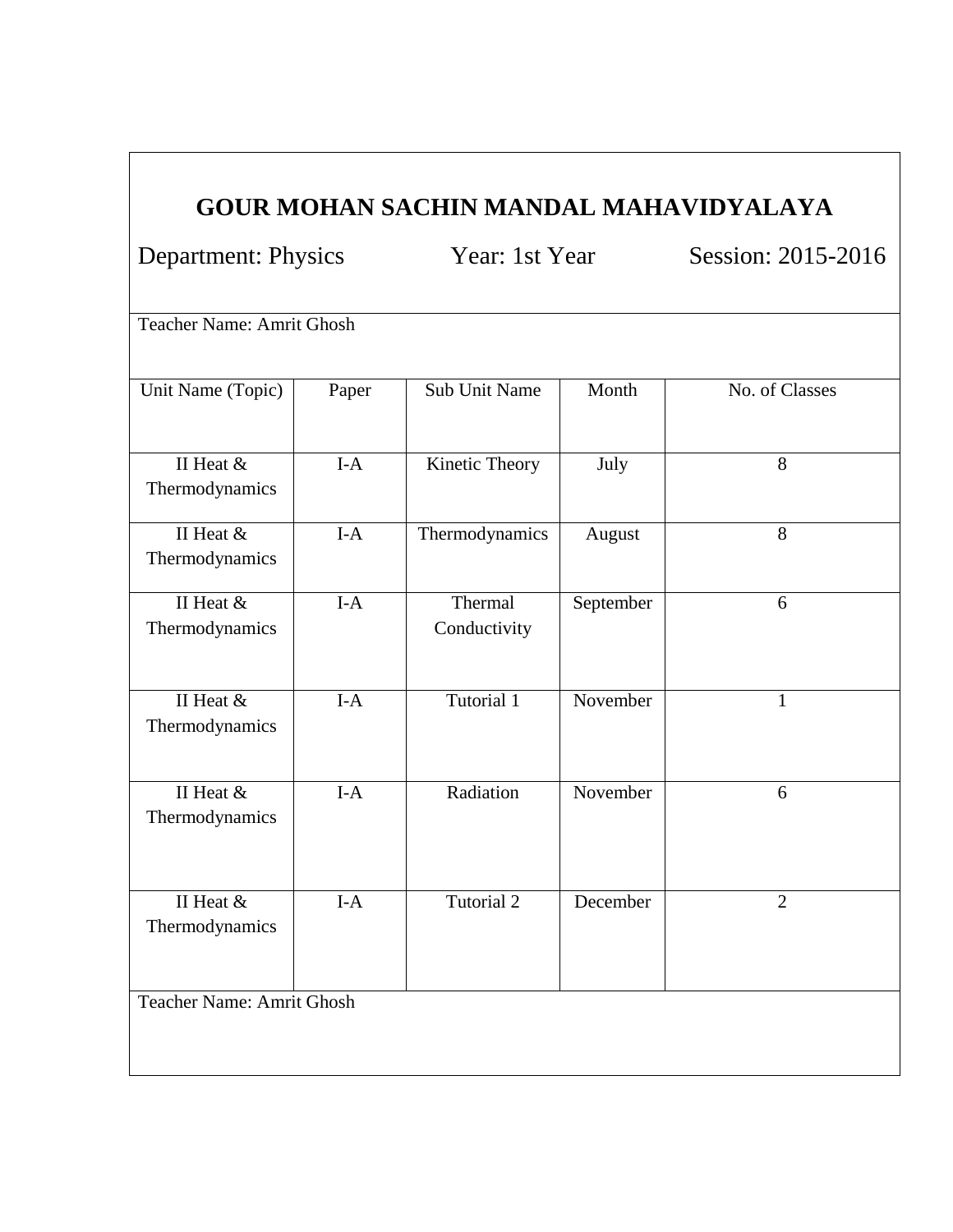# GOUR MOHAN SACHIN MANDAL MAHAVIDYALAYA

Department: Physics    Year: 1st Year    Session: 2015-2016

Teacher Name: Amrit Ghosh

| Unit Name (Topic) | Paper | Sub Unit Name | Month | No. of Classes |
|---|---|---|---|---|
| II Heat & Thermodynamics | I-A | Kinetic Theory | July | 8 |
| II Heat & Thermodynamics | I-A | Thermodynamics | August | 8 |
| II Heat & Thermodynamics | I-A | Thermal Conductivity | September | 6 |
| II Heat & Thermodynamics | I-A | Tutorial 1 | November | 1 |
| II Heat & Thermodynamics | I-A | Radiation | November | 6 |
| II Heat & Thermodynamics | I-A | Tutorial 2 | December | 2 |

Teacher Name: Amrit Ghosh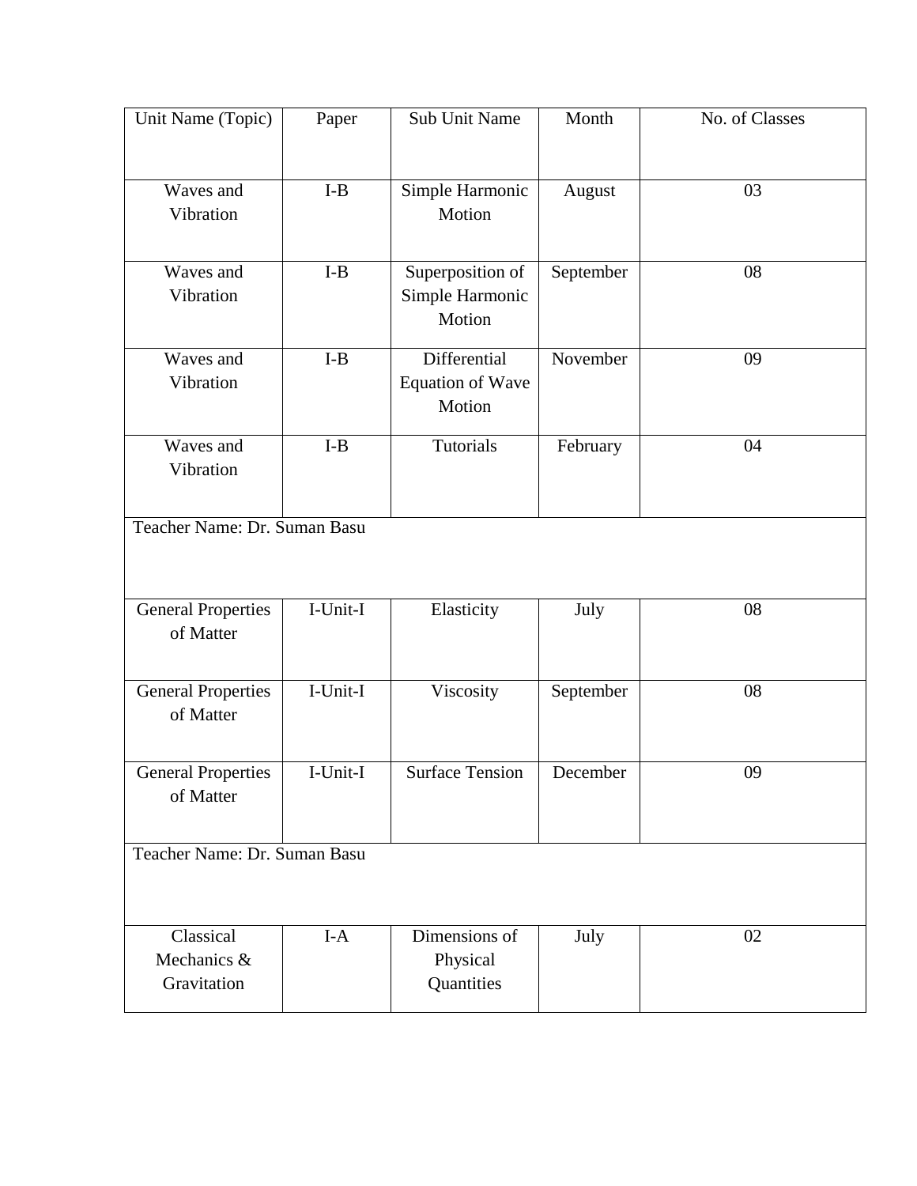| Unit Name (Topic) | Paper | Sub Unit Name | Month | No. of Classes |
|---|---|---|---|---|
| Waves and Vibration | I-B | Simple Harmonic Motion | August | 03 |
| Waves and Vibration | I-B | Superposition of Simple Harmonic Motion | September | 08 |
| Waves and Vibration | I-B | Differential Equation of Wave Motion | November | 09 |
| Waves and Vibration | I-B | Tutorials | February | 04 |
| Teacher Name: Dr. Suman Basu | | | | |
| General Properties of Matter | I-Unit-I | Elasticity | July | 08 |
| General Properties of Matter | I-Unit-I | Viscosity | September | 08 |
| General Properties of Matter | I-Unit-I | Surface Tension | December | 09 |
| Teacher Name: Dr. Suman Basu | | | | |
| Classical Mechanics & Gravitation | I-A | Dimensions of Physical Quantities | July | 02 |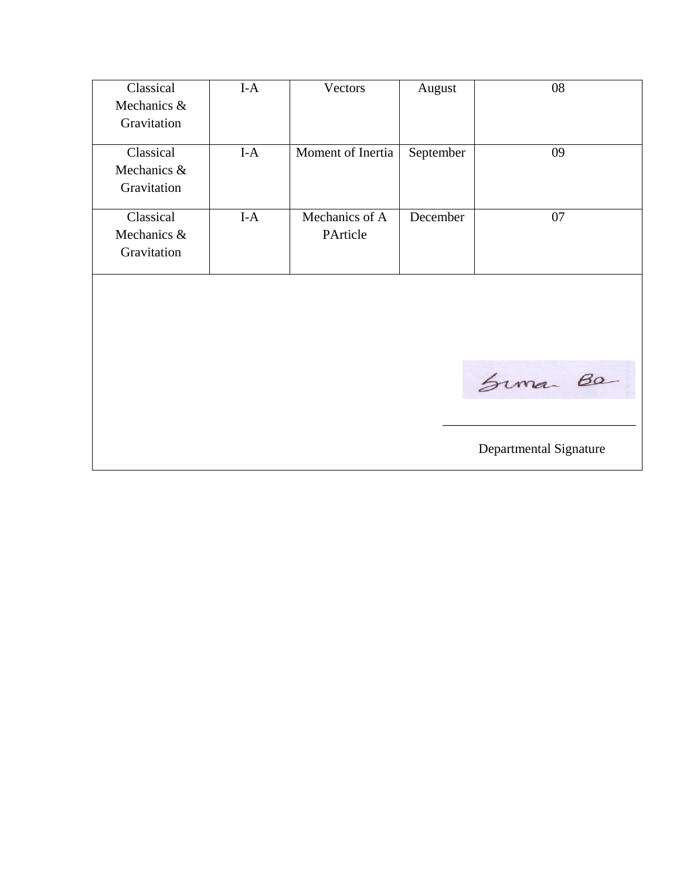| | | | | |
|---|---|---|---|---|
| Classical Mechanics & Gravitation | I-A | Vectors | August | 08 |
| Classical Mechanics & Gravitation | I-A | Moment of Inertia | September | 09 |
| Classical Mechanics & Gravitation | I-A | Mechanics of A PArticle | December | 07 |

Sima Ba

Departmental Signature